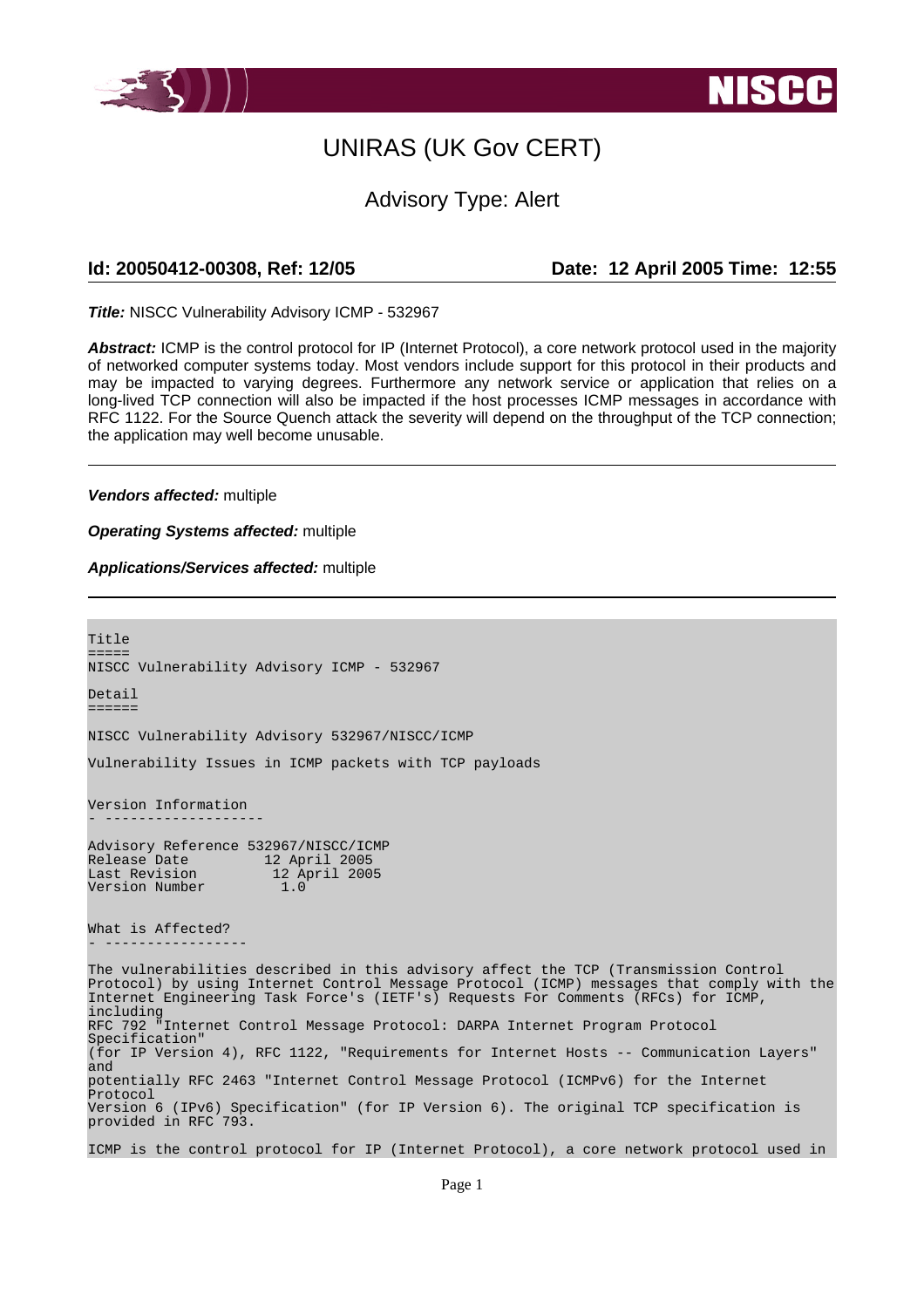# UNIRAS (UK Gov CERT)

## Advisory Type: Alert

**Id: 20050412-00308, Ref: 12/05** **Date: 12 April 2005 Time: 12:55**

***Title:*** NISCC Vulnerability Advisory ICMP - 532967

***Abstract:*** ICMP is the control protocol for IP (Internet Protocol), a core network protocol used in the majority of networked computer systems today. Most vendors include support for this protocol in their products and may be impacted to varying degrees. Furthermore any network service or application that relies on a long-lived TCP connection will also be impacted if the host processes ICMP messages in accordance with RFC 1122. For the Source Quench attack the severity will depend on the throughput of the TCP connection; the application may well become unusable.

---

***Vendors affected:*** multiple

***Operating Systems affected:*** multiple

***Applications/Services affected:*** multiple

---

```
Title
=====
NISCC Vulnerability Advisory ICMP - 532967

Detail
======

NISCC Vulnerability Advisory 532967/NISCC/ICMP

Vulnerability Issues in ICMP packets with TCP payloads


Version Information
- -------------------

Advisory Reference 532967/NISCC/ICMP
Release Date        12 April 2005
Last Revision        12 April 2005
Version Number         1.0


What is Affected?
- -----------------

The vulnerabilities described in this advisory affect the TCP (Transmission Control
Protocol) by using Internet Control Message Protocol (ICMP) messages that comply with the
Internet Engineering Task Force's (IETF's) Requests For Comments (RFCs) for ICMP,
including
RFC 792 "Internet Control Message Protocol: DARPA Internet Program Protocol
Specification"
(for IP Version 4), RFC 1122, "Requirements for Internet Hosts -- Communication Layers"
and
potentially RFC 2463 "Internet Control Message Protocol (ICMPv6) for the Internet
Protocol
Version 6 (IPv6) Specification" (for IP Version 6). The original TCP specification is
provided in RFC 793.

ICMP is the control protocol for IP (Internet Protocol), a core network protocol used in
```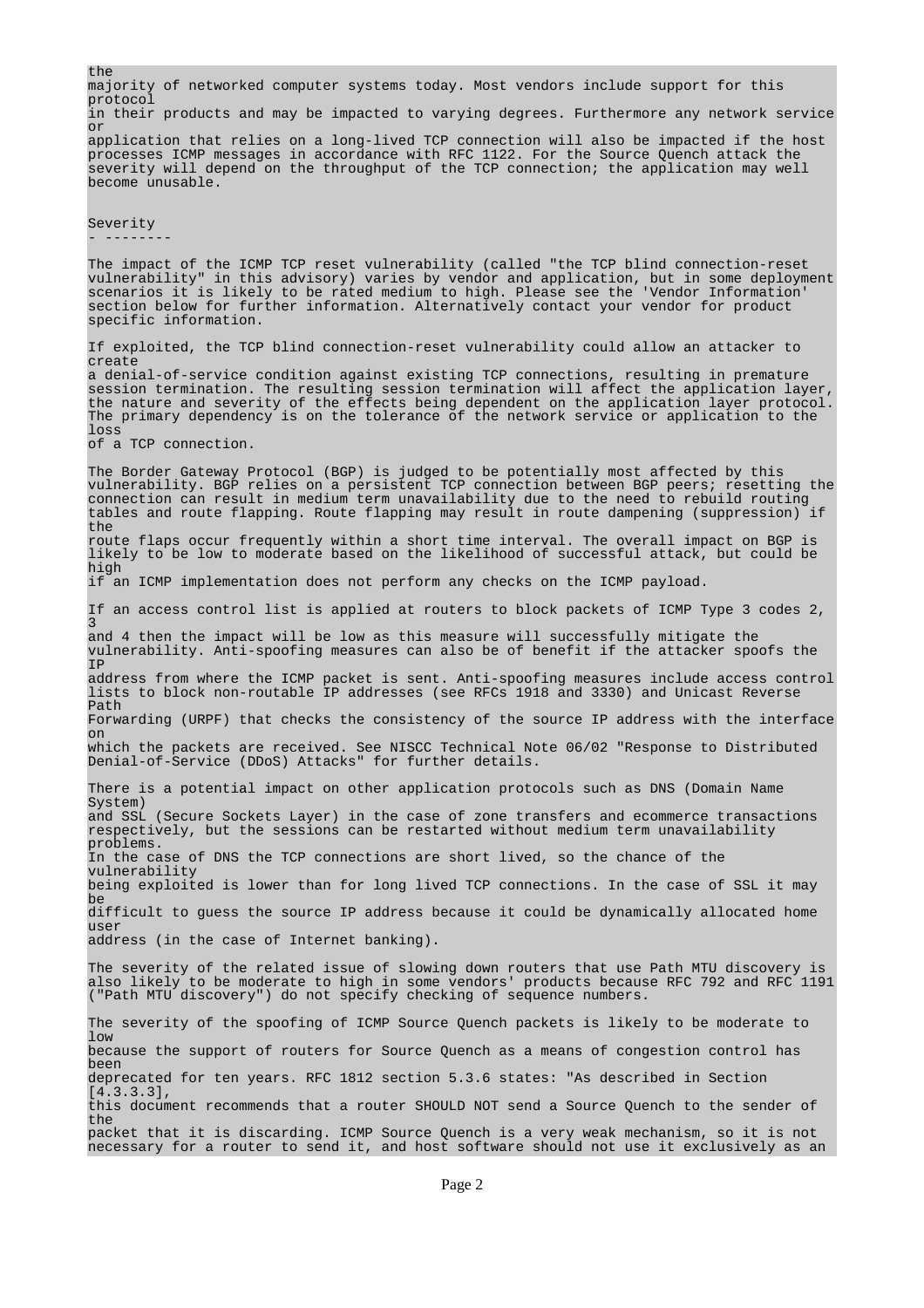the majority of networked computer systems today. Most vendors include support for this protocol in their products and may be impacted to varying degrees. Furthermore any network service or application that relies on a long-lived TCP connection will also be impacted if the host processes ICMP messages in accordance with RFC 1122. For the Source Quench attack the severity will depend on the throughput of the TCP connection; the application may well become unusable.

## Severity

The impact of the ICMP TCP reset vulnerability (called "the TCP blind connection-reset vulnerability" in this advisory) varies by vendor and application, but in some deployment scenarios it is likely to be rated medium to high. Please see the 'Vendor Information' section below for further information. Alternatively contact your vendor for product specific information.

If exploited, the TCP blind connection-reset vulnerability could allow an attacker to create a denial-of-service condition against existing TCP connections, resulting in premature session termination. The resulting session termination will affect the application layer, the nature and severity of the effects being dependent on the application layer protocol. The primary dependency is on the tolerance of the network service or application to the loss of a TCP connection.

The Border Gateway Protocol (BGP) is judged to be potentially most affected by this vulnerability. BGP relies on a persistent TCP connection between BGP peers; resetting the connection can result in medium term unavailability due to the need to rebuild routing tables and route flapping. Route flapping may result in route dampening (suppression) if the route flaps occur frequently within a short time interval. The overall impact on BGP is likely to be low to moderate based on the likelihood of successful attack, but could be high if an ICMP implementation does not perform any checks on the ICMP payload.

If an access control list is applied at routers to block packets of ICMP Type 3 codes 2, 3 and 4 then the impact will be low as this measure will successfully mitigate the vulnerability. Anti-spoofing measures can also be of benefit if the attacker spoofs the IP address from where the ICMP packet is sent. Anti-spoofing measures include access control lists to block non-routable IP addresses (see RFCs 1918 and 3330) and Unicast Reverse Path Forwarding (URPF) that checks the consistency of the source IP address with the interface on which the packets are received. See NISCC Technical Note 06/02 "Response to Distributed Denial-of-Service (DDoS) Attacks" for further details.

There is a potential impact on other application protocols such as DNS (Domain Name System) and SSL (Secure Sockets Layer) in the case of zone transfers and ecommerce transactions respectively, but the sessions can be restarted without medium term unavailability problems.
In the case of DNS the TCP connections are short lived, so the chance of the vulnerability being exploited is lower than for long lived TCP connections. In the case of SSL it may be difficult to guess the source IP address because it could be dynamically allocated home user address (in the case of Internet banking).

The severity of the related issue of slowing down routers that use Path MTU discovery is also likely to be moderate to high in some vendors' products because RFC 792 and RFC 1191 ("Path MTU discovery") do not specify checking of sequence numbers.

The severity of the spoofing of ICMP Source Quench packets is likely to be moderate to low because the support of routers for Source Quench as a means of congestion control has been deprecated for ten years. RFC 1812 section 5.3.6 states: "As described in Section [4.3.3.3], this document recommends that a router SHOULD NOT send a Source Quench to the sender of the packet that it is discarding. ICMP Source Quench is a very weak mechanism, so it is not necessary for a router to send it, and host software should not use it exclusively as an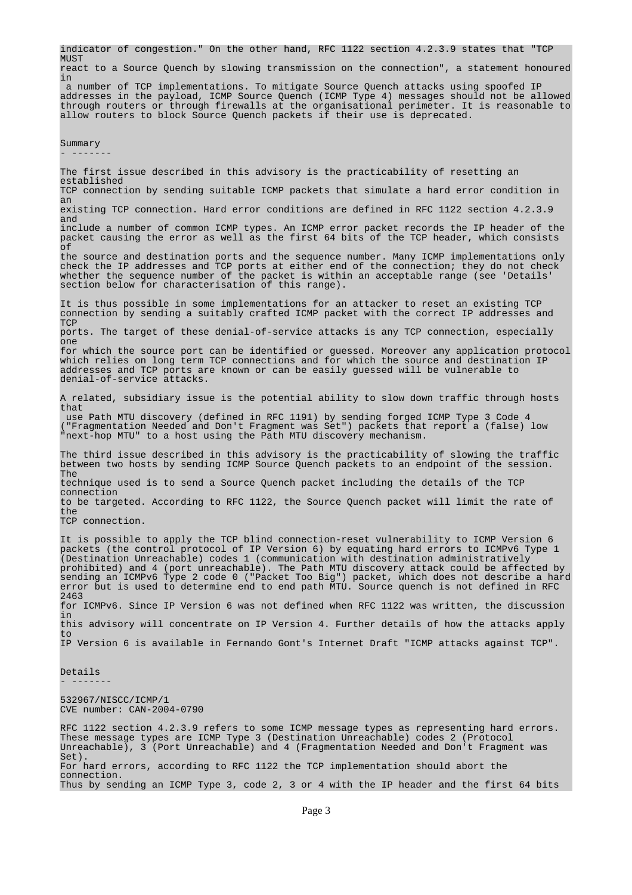indicator of congestion." On the other hand, RFC 1122 section 4.2.3.9 states that "TCP MUST react to a Source Quench by slowing transmission on the connection", a statement honoured in a number of TCP implementations. To mitigate Source Quench attacks using spoofed IP addresses in the payload, ICMP Source Quench (ICMP Type 4) messages should not be allowed through routers or through firewalls at the organisational perimeter. It is reasonable to allow routers to block Source Quench packets if their use is deprecated.

## Summary

The first issue described in this advisory is the practicability of resetting an established TCP connection by sending suitable ICMP packets that simulate a hard error condition in an existing TCP connection. Hard error conditions are defined in RFC 1122 section 4.2.3.9 and include a number of common ICMP types. An ICMP error packet records the IP header of the packet causing the error as well as the first 64 bits of the TCP header, which consists of the source and destination ports and the sequence number. Many ICMP implementations only check the IP addresses and TCP ports at either end of the connection; they do not check whether the sequence number of the packet is within an acceptable range (see 'Details' section below for characterisation of this range).

It is thus possible in some implementations for an attacker to reset an existing TCP connection by sending a suitably crafted ICMP packet with the correct IP addresses and TCP ports. The target of these denial-of-service attacks is any TCP connection, especially one for which the source port can be identified or guessed. Moreover any application protocol which relies on long term TCP connections and for which the source and destination IP addresses and TCP ports are known or can be easily guessed will be vulnerable to denial-of-service attacks.

A related, subsidiary issue is the potential ability to slow down traffic through hosts that use Path MTU discovery (defined in RFC 1191) by sending forged ICMP Type 3 Code 4 ("Fragmentation Needed and Don't Fragment was Set") packets that report a (false) low "next-hop MTU" to a host using the Path MTU discovery mechanism.

The third issue described in this advisory is the practicability of slowing the traffic between two hosts by sending ICMP Source Quench packets to an endpoint of the session. The technique used is to send a Source Quench packet including the details of the TCP connection to be targeted. According to RFC 1122, the Source Quench packet will limit the rate of the TCP connection.

It is possible to apply the TCP blind connection-reset vulnerability to ICMP Version 6 packets (the control protocol of IP Version 6) by equating hard errors to ICMPv6 Type 1 (Destination Unreachable) codes 1 (communication with destination administratively prohibited) and 4 (port unreachable). The Path MTU discovery attack could be affected by sending an ICMPv6 Type 2 code 0 ("Packet Too Big") packet, which does not describe a hard error but is used to determine end to end path MTU. Source quench is not defined in RFC 2463 for ICMPv6. Since IP Version 6 was not defined when RFC 1122 was written, the discussion in this advisory will concentrate on IP Version 4. Further details of how the attacks apply to IP Version 6 is available in Fernando Gont's Internet Draft "ICMP attacks against TCP".

## Details

532967/NISCC/ICMP/1
CVE number: CAN-2004-0790

RFC 1122 section 4.2.3.9 refers to some ICMP message types as representing hard errors. These message types are ICMP Type 3 (Destination Unreachable) codes 2 (Protocol Unreachable), 3 (Port Unreachable) and 4 (Fragmentation Needed and Don't Fragment was Set).
For hard errors, according to RFC 1122 the TCP implementation should abort the connection.
Thus by sending an ICMP Type 3, code 2, 3 or 4 with the IP header and the first 64 bits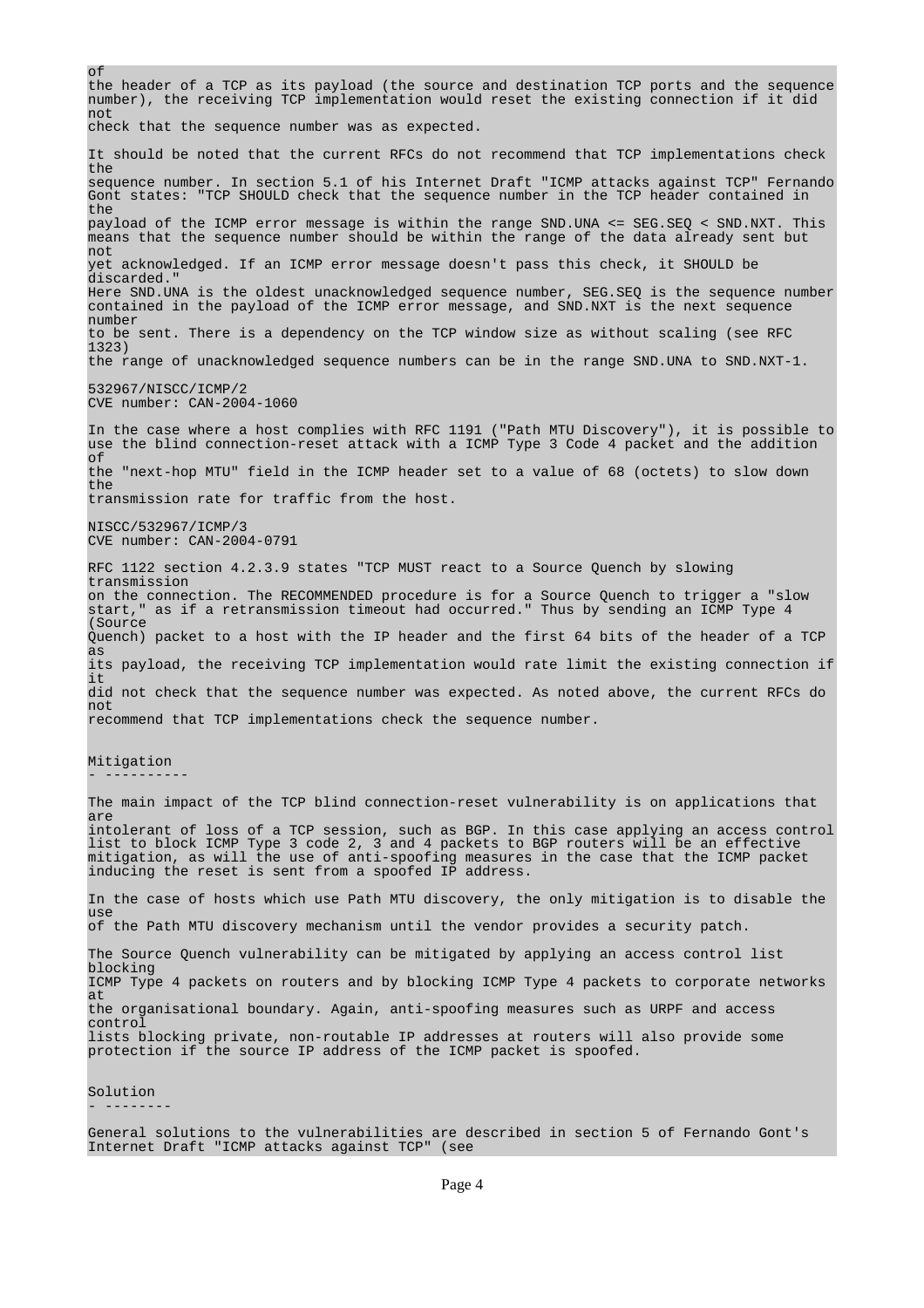of
the header of a TCP as its payload (the source and destination TCP ports and the sequence number), the receiving TCP implementation would reset the existing connection if it did not
check that the sequence number was as expected.

It should be noted that the current RFCs do not recommend that TCP implementations check the
sequence number. In section 5.1 of his Internet Draft "ICMP attacks against TCP" Fernando Gont states: "TCP SHOULD check that the sequence number in the TCP header contained in the
payload of the ICMP error message is within the range SND.UNA <= SEG.SEQ < SND.NXT. This means that the sequence number should be within the range of the data already sent but not
yet acknowledged. If an ICMP error message doesn't pass this check, it SHOULD be discarded."
Here SND.UNA is the oldest unacknowledged sequence number, SEG.SEQ is the sequence number contained in the payload of the ICMP error message, and SND.NXT is the next sequence number
to be sent. There is a dependency on the TCP window size as without scaling (see RFC 1323)
the range of unacknowledged sequence numbers can be in the range SND.UNA to SND.NXT-1.

532967/NISCC/ICMP/2
CVE number: CAN-2004-1060

In the case where a host complies with RFC 1191 ("Path MTU Discovery"), it is possible to use the blind connection-reset attack with a ICMP Type 3 Code 4 packet and the addition of
the "next-hop MTU" field in the ICMP header set to a value of 68 (octets) to slow down the
transmission rate for traffic from the host.

NISCC/532967/ICMP/3
CVE number: CAN-2004-0791

RFC 1122 section 4.2.3.9 states "TCP MUST react to a Source Quench by slowing transmission
on the connection. The RECOMMENDED procedure is for a Source Quench to trigger a "slow start," as if a retransmission timeout had occurred." Thus by sending an ICMP Type 4 (Source
Quench) packet to a host with the IP header and the first 64 bits of the header of a TCP as
its payload, the receiving TCP implementation would rate limit the existing connection if it
did not check that the sequence number was expected. As noted above, the current RFCs do not
recommend that TCP implementations check the sequence number.

## Mitigation

The main impact of the TCP blind connection-reset vulnerability is on applications that are
intolerant of loss of a TCP session, such as BGP. In this case applying an access control list to block ICMP Type 3 code 2, 3 and 4 packets to BGP routers will be an effective mitigation, as will the use of anti-spoofing measures in the case that the ICMP packet inducing the reset is sent from a spoofed IP address.

In the case of hosts which use Path MTU discovery, the only mitigation is to disable the use
of the Path MTU discovery mechanism until the vendor provides a security patch.

The Source Quench vulnerability can be mitigated by applying an access control list blocking
ICMP Type 4 packets on routers and by blocking ICMP Type 4 packets to corporate networks at
the organisational boundary. Again, anti-spoofing measures such as URPF and access control
lists blocking private, non-routable IP addresses at routers will also provide some protection if the source IP address of the ICMP packet is spoofed.

## Solution

General solutions to the vulnerabilities are described in section 5 of Fernando Gont's Internet Draft "ICMP attacks against TCP" (see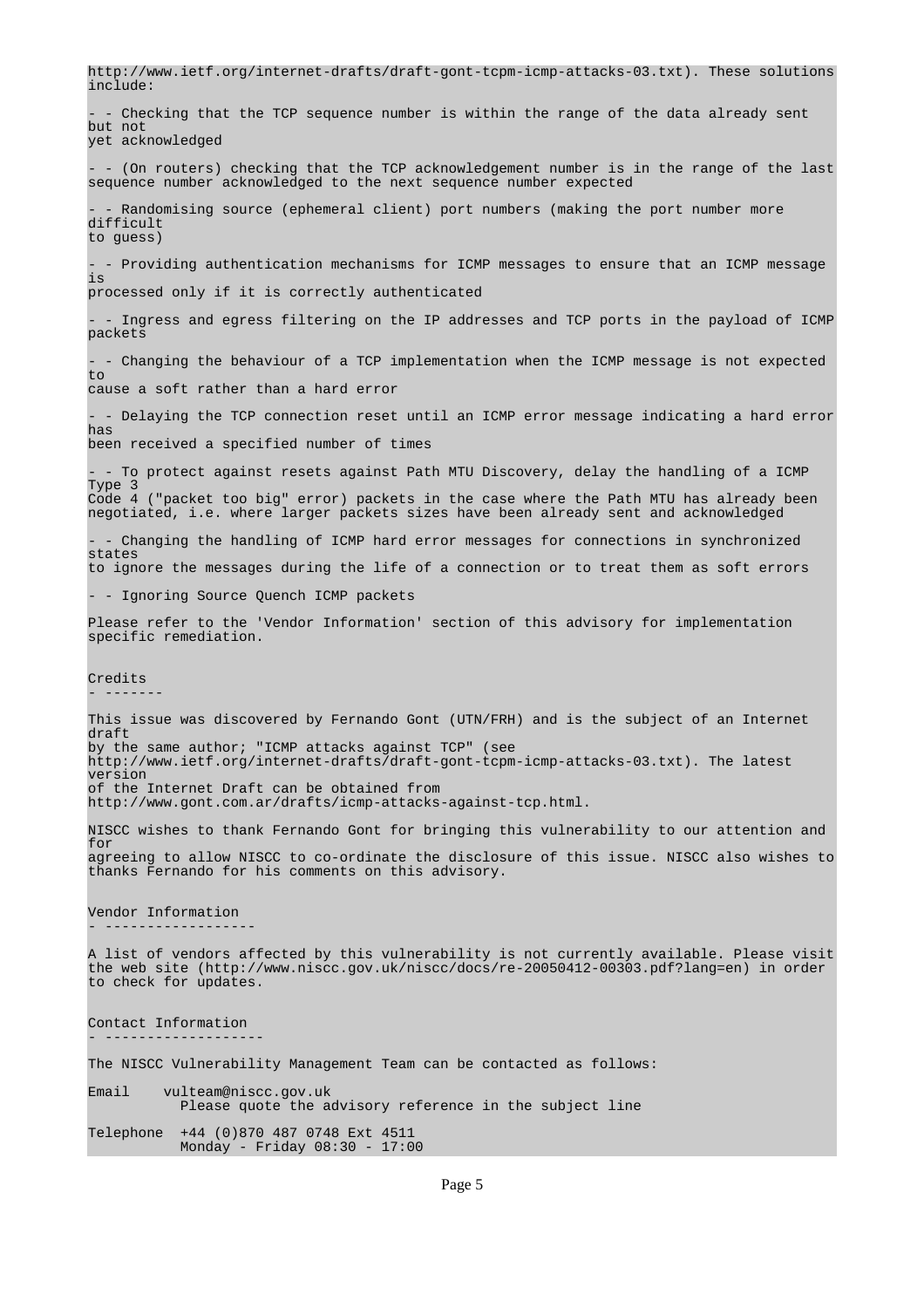http://www.ietf.org/internet-drafts/draft-gont-tcpm-icmp-attacks-03.txt). These solutions include:

- - Checking that the TCP sequence number is within the range of the data already sent but not yet acknowledged

- - (On routers) checking that the TCP acknowledgement number is in the range of the last sequence number acknowledged to the next sequence number expected

- - Randomising source (ephemeral client) port numbers (making the port number more difficult to guess)

- - Providing authentication mechanisms for ICMP messages to ensure that an ICMP message is processed only if it is correctly authenticated

- - Ingress and egress filtering on the IP addresses and TCP ports in the payload of ICMP packets

- - Changing the behaviour of a TCP implementation when the ICMP message is not expected to cause a soft rather than a hard error

- - Delaying the TCP connection reset until an ICMP error message indicating a hard error has been received a specified number of times

- - To protect against resets against Path MTU Discovery, delay the handling of a ICMP Type 3 Code 4 ("packet too big" error) packets in the case where the Path MTU has already been negotiated, i.e. where larger packets sizes have been already sent and acknowledged

- - Changing the handling of ICMP hard error messages for connections in synchronized states to ignore the messages during the life of a connection or to treat them as soft errors

- - Ignoring Source Quench ICMP packets

Please refer to the 'Vendor Information' section of this advisory for implementation specific remediation.

## Credits

This issue was discovered by Fernando Gont (UTN/FRH) and is the subject of an Internet draft by the same author; "ICMP attacks against TCP" (see http://www.ietf.org/internet-drafts/draft-gont-tcpm-icmp-attacks-03.txt). The latest version of the Internet Draft can be obtained from http://www.gont.com.ar/drafts/icmp-attacks-against-tcp.html.

NISCC wishes to thank Fernando Gont for bringing this vulnerability to our attention and for agreeing to allow NISCC to co-ordinate the disclosure of this issue. NISCC also wishes to thanks Fernando for his comments on this advisory.

## Vendor Information

A list of vendors affected by this vulnerability is not currently available. Please visit the web site (http://www.niscc.gov.uk/niscc/docs/re-20050412-00303.pdf?lang=en) in order to check for updates.

## Contact Information

The NISCC Vulnerability Management Team can be contacted as follows:

```
Email     vulteam@niscc.gov.uk
            Please quote the advisory reference in the subject line

Telephone  +44 (0)870 487 0748 Ext 4511
            Monday - Friday 08:30 - 17:00
```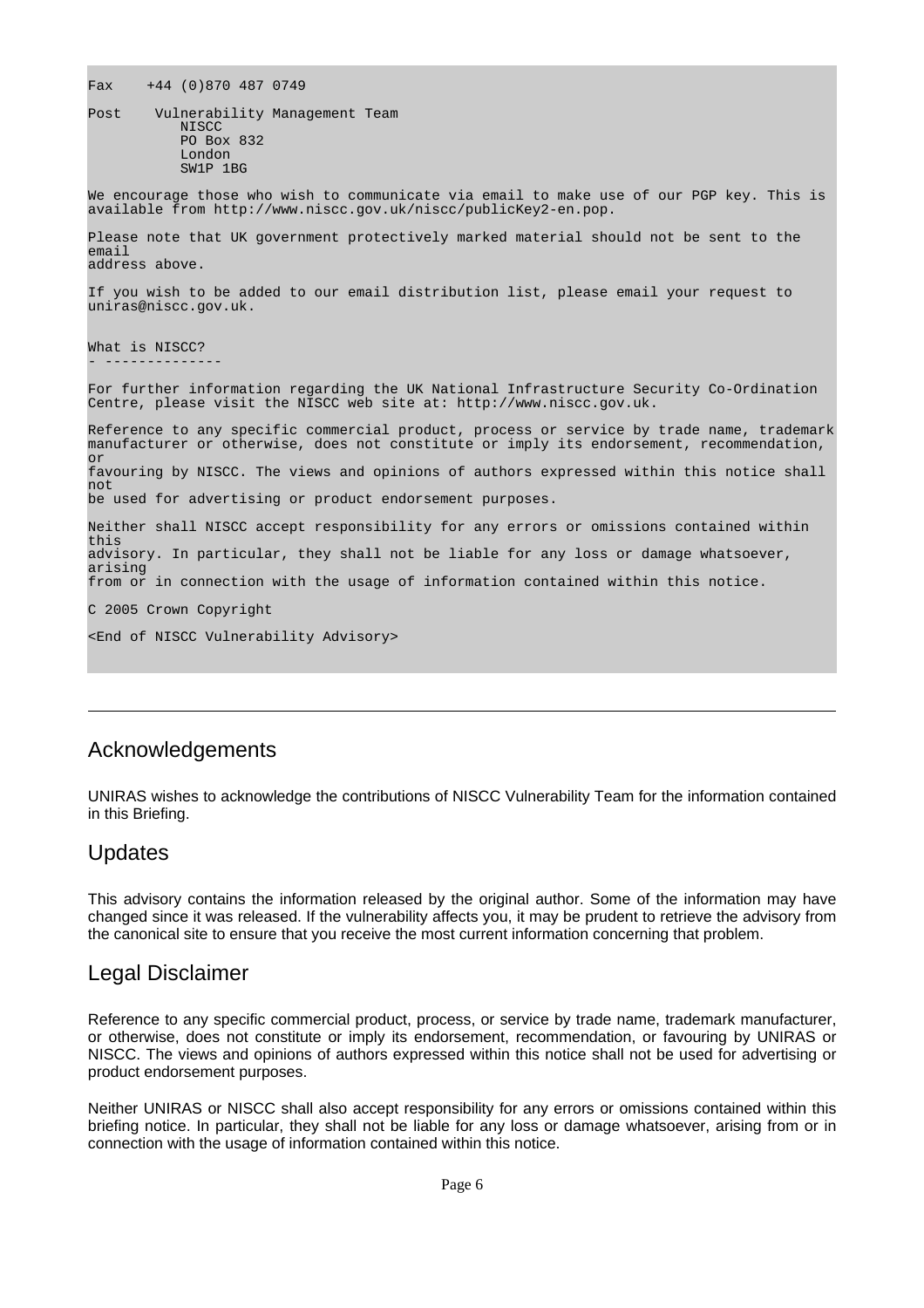```
Fax    +44 (0)870 487 0749

Post    Vulnerability Management Team
           NISCC
           PO Box 832
           London
           SW1P 1BG

We encourage those who wish to communicate via email to make use of our PGP key. This is
available from http://www.niscc.gov.uk/niscc/publicKey2-en.pop.

Please note that UK government protectively marked material should not be sent to the
email
address above.

If you wish to be added to our email distribution list, please email your request to
uniras@niscc.gov.uk.


What is NISCC?
- --------------

For further information regarding the UK National Infrastructure Security Co-Ordination
Centre, please visit the NISCC web site at: http://www.niscc.gov.uk.

Reference to any specific commercial product, process or service by trade name, trademark
manufacturer or otherwise, does not constitute or imply its endorsement, recommendation,
or
favouring by NISCC. The views and opinions of authors expressed within this notice shall
not
be used for advertising or product endorsement purposes.

Neither shall NISCC accept responsibility for any errors or omissions contained within
this
advisory. In particular, they shall not be liable for any loss or damage whatsoever,
arising
from or in connection with the usage of information contained within this notice.

C 2005 Crown Copyright

<End of NISCC Vulnerability Advisory>
```

---

## Acknowledgements

UNIRAS wishes to acknowledge the contributions of NISCC Vulnerability Team for the information contained in this Briefing.

## Updates

This advisory contains the information released by the original author. Some of the information may have changed since it was released. If the vulnerability affects you, it may be prudent to retrieve the advisory from the canonical site to ensure that you receive the most current information concerning that problem.

## Legal Disclaimer

Reference to any specific commercial product, process, or service by trade name, trademark manufacturer, or otherwise, does not constitute or imply its endorsement, recommendation, or favouring by UNIRAS or NISCC. The views and opinions of authors expressed within this notice shall not be used for advertising or product endorsement purposes.

Neither UNIRAS or NISCC shall also accept responsibility for any errors or omissions contained within this briefing notice. In particular, they shall not be liable for any loss or damage whatsoever, arising from or in connection with the usage of information contained within this notice.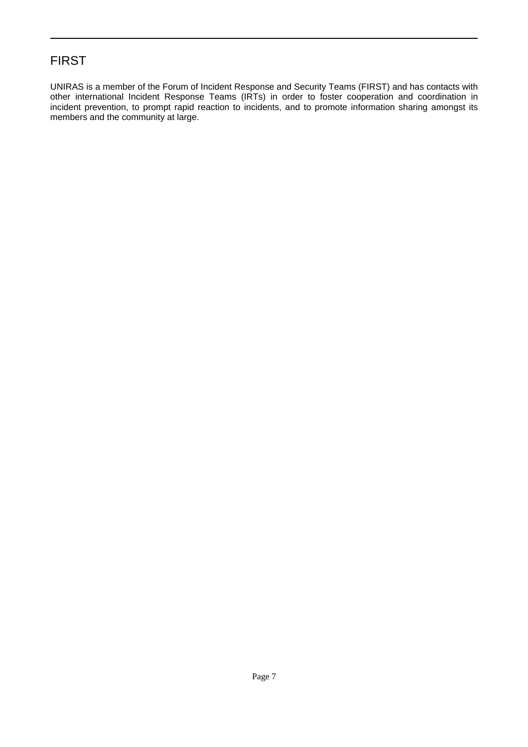## FIRST

UNIRAS is a member of the Forum of Incident Response and Security Teams (FIRST) and has contacts with other international Incident Response Teams (IRTs) in order to foster cooperation and coordination in incident prevention, to prompt rapid reaction to incidents, and to promote information sharing amongst its members and the community at large.